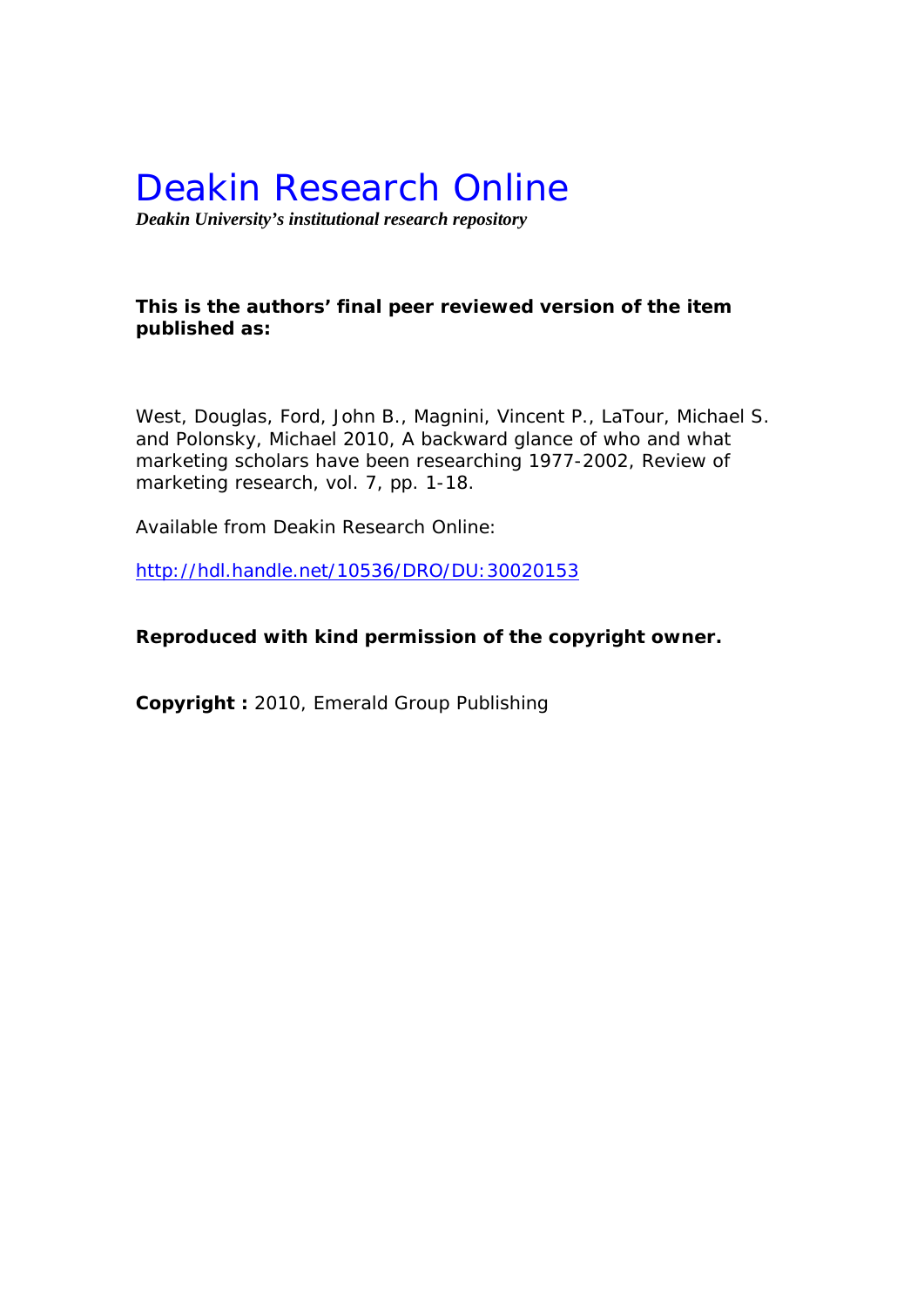# Deakin Research Online

***Deakin University's institutional research repository***

**This is the authors' final peer reviewed version of the item published as:**

West, Douglas, Ford, John B., Magnini, Vincent P., LaTour, Michael S. and Polonsky, Michael 2010, A backward glance of who and what marketing scholars have been researching 1977-2002, Review of marketing research, vol. 7, pp. 1-18.

Available from Deakin Research Online:

http://hdl.handle.net/10536/DRO/DU:30020153

**Reproduced with kind permission of the copyright owner.**

**Copyright :** 2010, Emerald Group Publishing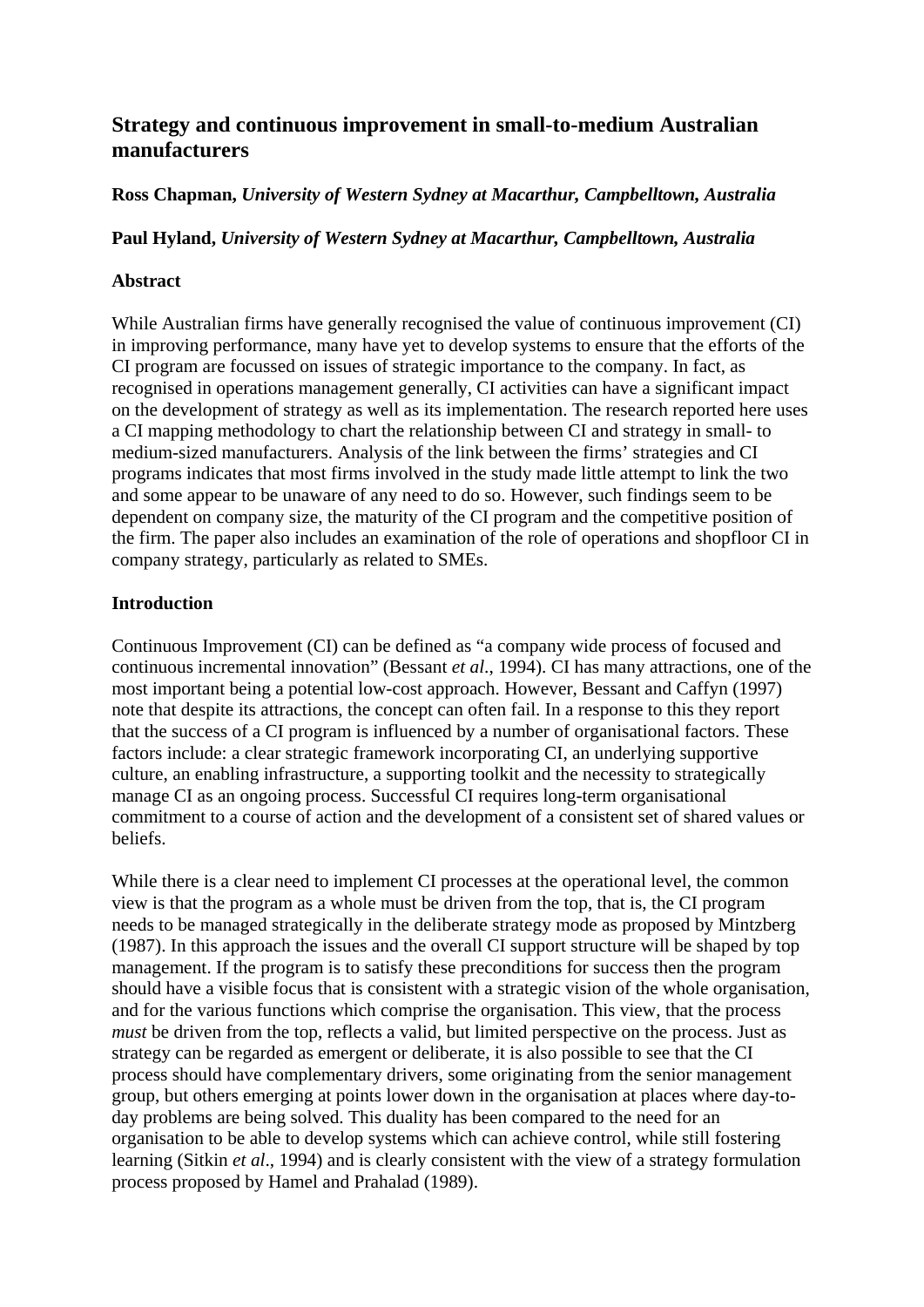# Strategy and continuous improvement in small-to-medium Australian manufacturers

**Ross Chapman,** ***University of Western Sydney at Macarthur, Campbelltown, Australia***

**Paul Hyland,** ***University of Western Sydney at Macarthur, Campbelltown, Australia***

## Abstract

While Australian firms have generally recognised the value of continuous improvement (CI) in improving performance, many have yet to develop systems to ensure that the efforts of the CI program are focussed on issues of strategic importance to the company. In fact, as recognised in operations management generally, CI activities can have a significant impact on the development of strategy as well as its implementation. The research reported here uses a CI mapping methodology to chart the relationship between CI and strategy in small- to medium-sized manufacturers. Analysis of the link between the firms' strategies and CI programs indicates that most firms involved in the study made little attempt to link the two and some appear to be unaware of any need to do so. However, such findings seem to be dependent on company size, the maturity of the CI program and the competitive position of the firm. The paper also includes an examination of the role of operations and shopfloor CI in company strategy, particularly as related to SMEs.

## Introduction

Continuous Improvement (CI) can be defined as "a company wide process of focused and continuous incremental innovation" (Bessant *et al*., 1994). CI has many attractions, one of the most important being a potential low-cost approach. However, Bessant and Caffyn (1997) note that despite its attractions, the concept can often fail. In a response to this they report that the success of a CI program is influenced by a number of organisational factors. These factors include: a clear strategic framework incorporating CI, an underlying supportive culture, an enabling infrastructure, a supporting toolkit and the necessity to strategically manage CI as an ongoing process. Successful CI requires long-term organisational commitment to a course of action and the development of a consistent set of shared values or beliefs.

While there is a clear need to implement CI processes at the operational level, the common view is that the program as a whole must be driven from the top, that is, the CI program needs to be managed strategically in the deliberate strategy mode as proposed by Mintzberg (1987). In this approach the issues and the overall CI support structure will be shaped by top management. If the program is to satisfy these preconditions for success then the program should have a visible focus that is consistent with a strategic vision of the whole organisation, and for the various functions which comprise the organisation. This view, that the process *must* be driven from the top, reflects a valid, but limited perspective on the process. Just as strategy can be regarded as emergent or deliberate, it is also possible to see that the CI process should have complementary drivers, some originating from the senior management group, but others emerging at points lower down in the organisation at places where day-to-day problems are being solved. This duality has been compared to the need for an organisation to be able to develop systems which can achieve control, while still fostering learning (Sitkin *et al*., 1994) and is clearly consistent with the view of a strategy formulation process proposed by Hamel and Prahalad (1989).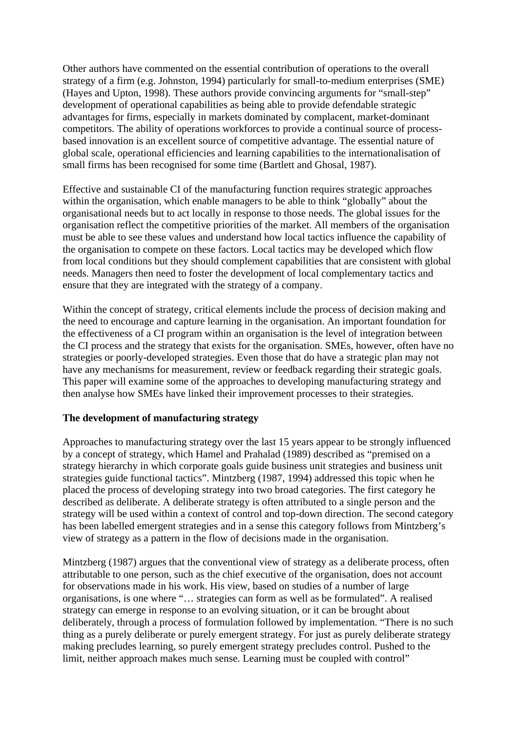Other authors have commented on the essential contribution of operations to the overall strategy of a firm (e.g. Johnston, 1994) particularly for small-to-medium enterprises (SME) (Hayes and Upton, 1998). These authors provide convincing arguments for "small-step" development of operational capabilities as being able to provide defendable strategic advantages for firms, especially in markets dominated by complacent, market-dominant competitors. The ability of operations workforces to provide a continual source of process-based innovation is an excellent source of competitive advantage. The essential nature of global scale, operational efficiencies and learning capabilities to the internationalisation of small firms has been recognised for some time (Bartlett and Ghosal, 1987).

Effective and sustainable CI of the manufacturing function requires strategic approaches within the organisation, which enable managers to be able to think "globally" about the organisational needs but to act locally in response to those needs. The global issues for the organisation reflect the competitive priorities of the market. All members of the organisation must be able to see these values and understand how local tactics influence the capability of the organisation to compete on these factors. Local tactics may be developed which flow from local conditions but they should complement capabilities that are consistent with global needs. Managers then need to foster the development of local complementary tactics and ensure that they are integrated with the strategy of a company.

Within the concept of strategy, critical elements include the process of decision making and the need to encourage and capture learning in the organisation. An important foundation for the effectiveness of a CI program within an organisation is the level of integration between the CI process and the strategy that exists for the organisation. SMEs, however, often have no strategies or poorly-developed strategies. Even those that do have a strategic plan may not have any mechanisms for measurement, review or feedback regarding their strategic goals. This paper will examine some of the approaches to developing manufacturing strategy and then analyse how SMEs have linked their improvement processes to their strategies.

**The development of manufacturing strategy**

Approaches to manufacturing strategy over the last 15 years appear to be strongly influenced by a concept of strategy, which Hamel and Prahalad (1989) described as "premised on a strategy hierarchy in which corporate goals guide business unit strategies and business unit strategies guide functional tactics". Mintzberg (1987, 1994) addressed this topic when he placed the process of developing strategy into two broad categories. The first category he described as deliberate. A deliberate strategy is often attributed to a single person and the strategy will be used within a context of control and top-down direction. The second category has been labelled emergent strategies and in a sense this category follows from Mintzberg's view of strategy as a pattern in the flow of decisions made in the organisation.

Mintzberg (1987) argues that the conventional view of strategy as a deliberate process, often attributable to one person, such as the chief executive of the organisation, does not account for observations made in his work. His view, based on studies of a number of large organisations, is one where "… strategies can form as well as be formulated". A realised strategy can emerge in response to an evolving situation, or it can be brought about deliberately, through a process of formulation followed by implementation. "There is no such thing as a purely deliberate or purely emergent strategy. For just as purely deliberate strategy making precludes learning, so purely emergent strategy precludes control. Pushed to the limit, neither approach makes much sense. Learning must be coupled with control"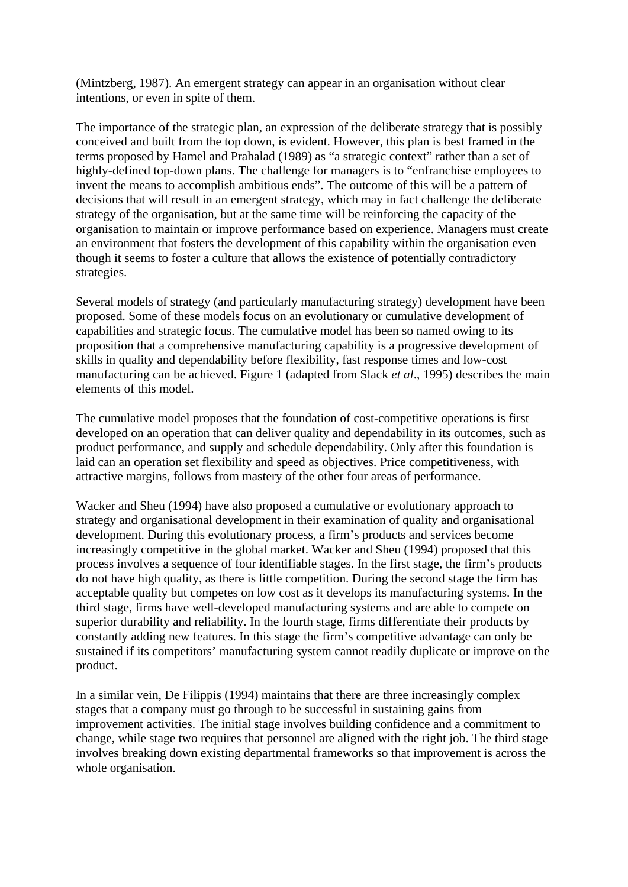(Mintzberg, 1987). An emergent strategy can appear in an organisation without clear intentions, or even in spite of them.

The importance of the strategic plan, an expression of the deliberate strategy that is possibly conceived and built from the top down, is evident. However, this plan is best framed in the terms proposed by Hamel and Prahalad (1989) as "a strategic context" rather than a set of highly-defined top-down plans. The challenge for managers is to "enfranchise employees to invent the means to accomplish ambitious ends". The outcome of this will be a pattern of decisions that will result in an emergent strategy, which may in fact challenge the deliberate strategy of the organisation, but at the same time will be reinforcing the capacity of the organisation to maintain or improve performance based on experience. Managers must create an environment that fosters the development of this capability within the organisation even though it seems to foster a culture that allows the existence of potentially contradictory strategies.

Several models of strategy (and particularly manufacturing strategy) development have been proposed. Some of these models focus on an evolutionary or cumulative development of capabilities and strategic focus. The cumulative model has been so named owing to its proposition that a comprehensive manufacturing capability is a progressive development of skills in quality and dependability before flexibility, fast response times and low-cost manufacturing can be achieved. Figure 1 (adapted from Slack *et al*., 1995) describes the main elements of this model.

The cumulative model proposes that the foundation of cost-competitive operations is first developed on an operation that can deliver quality and dependability in its outcomes, such as product performance, and supply and schedule dependability. Only after this foundation is laid can an operation set flexibility and speed as objectives. Price competitiveness, with attractive margins, follows from mastery of the other four areas of performance.

Wacker and Sheu (1994) have also proposed a cumulative or evolutionary approach to strategy and organisational development in their examination of quality and organisational development. During this evolutionary process, a firm's products and services become increasingly competitive in the global market. Wacker and Sheu (1994) proposed that this process involves a sequence of four identifiable stages. In the first stage, the firm's products do not have high quality, as there is little competition. During the second stage the firm has acceptable quality but competes on low cost as it develops its manufacturing systems. In the third stage, firms have well-developed manufacturing systems and are able to compete on superior durability and reliability. In the fourth stage, firms differentiate their products by constantly adding new features. In this stage the firm's competitive advantage can only be sustained if its competitors' manufacturing system cannot readily duplicate or improve on the product.

In a similar vein, De Filippis (1994) maintains that there are three increasingly complex stages that a company must go through to be successful in sustaining gains from improvement activities. The initial stage involves building confidence and a commitment to change, while stage two requires that personnel are aligned with the right job. The third stage involves breaking down existing departmental frameworks so that improvement is across the whole organisation.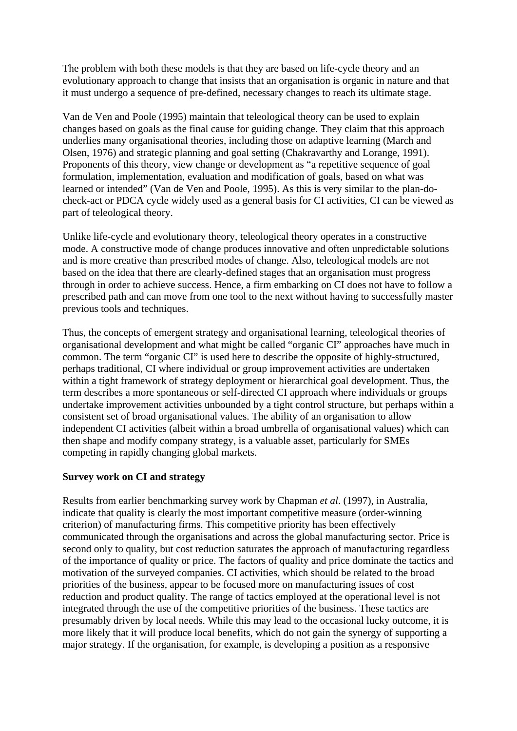The problem with both these models is that they are based on life-cycle theory and an evolutionary approach to change that insists that an organisation is organic in nature and that it must undergo a sequence of pre-defined, necessary changes to reach its ultimate stage.

Van de Ven and Poole (1995) maintain that teleological theory can be used to explain changes based on goals as the final cause for guiding change. They claim that this approach underlies many organisational theories, including those on adaptive learning (March and Olsen, 1976) and strategic planning and goal setting (Chakravarthy and Lorange, 1991). Proponents of this theory, view change or development as "a repetitive sequence of goal formulation, implementation, evaluation and modification of goals, based on what was learned or intended" (Van de Ven and Poole, 1995). As this is very similar to the plan-do-check-act or PDCA cycle widely used as a general basis for CI activities, CI can be viewed as part of teleological theory.

Unlike life-cycle and evolutionary theory, teleological theory operates in a constructive mode. A constructive mode of change produces innovative and often unpredictable solutions and is more creative than prescribed modes of change. Also, teleological models are not based on the idea that there are clearly-defined stages that an organisation must progress through in order to achieve success. Hence, a firm embarking on CI does not have to follow a prescribed path and can move from one tool to the next without having to successfully master previous tools and techniques.

Thus, the concepts of emergent strategy and organisational learning, teleological theories of organisational development and what might be called "organic CI" approaches have much in common. The term "organic CI" is used here to describe the opposite of highly-structured, perhaps traditional, CI where individual or group improvement activities are undertaken within a tight framework of strategy deployment or hierarchical goal development. Thus, the term describes a more spontaneous or self-directed CI approach where individuals or groups undertake improvement activities unbounded by a tight control structure, but perhaps within a consistent set of broad organisational values. The ability of an organisation to allow independent CI activities (albeit within a broad umbrella of organisational values) which can then shape and modify company strategy, is a valuable asset, particularly for SMEs competing in rapidly changing global markets.

**Survey work on CI and strategy**

Results from earlier benchmarking survey work by Chapman *et al*. (1997), in Australia, indicate that quality is clearly the most important competitive measure (order-winning criterion) of manufacturing firms. This competitive priority has been effectively communicated through the organisations and across the global manufacturing sector. Price is second only to quality, but cost reduction saturates the approach of manufacturing regardless of the importance of quality or price. The factors of quality and price dominate the tactics and motivation of the surveyed companies. CI activities, which should be related to the broad priorities of the business, appear to be focused more on manufacturing issues of cost reduction and product quality. The range of tactics employed at the operational level is not integrated through the use of the competitive priorities of the business. These tactics are presumably driven by local needs. While this may lead to the occasional lucky outcome, it is more likely that it will produce local benefits, which do not gain the synergy of supporting a major strategy. If the organisation, for example, is developing a position as a responsive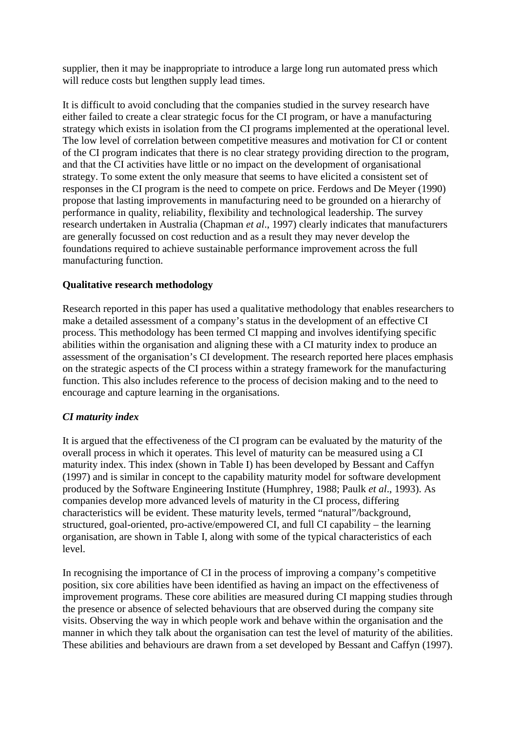supplier, then it may be inappropriate to introduce a large long run automated press which will reduce costs but lengthen supply lead times.

It is difficult to avoid concluding that the companies studied in the survey research have either failed to create a clear strategic focus for the CI program, or have a manufacturing strategy which exists in isolation from the CI programs implemented at the operational level. The low level of correlation between competitive measures and motivation for CI or content of the CI program indicates that there is no clear strategy providing direction to the program, and that the CI activities have little or no impact on the development of organisational strategy. To some extent the only measure that seems to have elicited a consistent set of responses in the CI program is the need to compete on price. Ferdows and De Meyer (1990) propose that lasting improvements in manufacturing need to be grounded on a hierarchy of performance in quality, reliability, flexibility and technological leadership. The survey research undertaken in Australia (Chapman *et al*., 1997) clearly indicates that manufacturers are generally focussed on cost reduction and as a result they may never develop the foundations required to achieve sustainable performance improvement across the full manufacturing function.

**Qualitative research methodology**

Research reported in this paper has used a qualitative methodology that enables researchers to make a detailed assessment of a company's status in the development of an effective CI process. This methodology has been termed CI mapping and involves identifying specific abilities within the organisation and aligning these with a CI maturity index to produce an assessment of the organisation's CI development. The research reported here places emphasis on the strategic aspects of the CI process within a strategy framework for the manufacturing function. This also includes reference to the process of decision making and to the need to encourage and capture learning in the organisations.

***CI maturity index***

It is argued that the effectiveness of the CI program can be evaluated by the maturity of the overall process in which it operates. This level of maturity can be measured using a CI maturity index. This index (shown in Table I) has been developed by Bessant and Caffyn (1997) and is similar in concept to the capability maturity model for software development produced by the Software Engineering Institute (Humphrey, 1988; Paulk *et al*., 1993). As companies develop more advanced levels of maturity in the CI process, differing characteristics will be evident. These maturity levels, termed "natural"/background, structured, goal-oriented, pro-active/empowered CI, and full CI capability – the learning organisation, are shown in Table I, along with some of the typical characteristics of each level.

In recognising the importance of CI in the process of improving a company's competitive position, six core abilities have been identified as having an impact on the effectiveness of improvement programs. These core abilities are measured during CI mapping studies through the presence or absence of selected behaviours that are observed during the company site visits. Observing the way in which people work and behave within the organisation and the manner in which they talk about the organisation can test the level of maturity of the abilities. These abilities and behaviours are drawn from a set developed by Bessant and Caffyn (1997).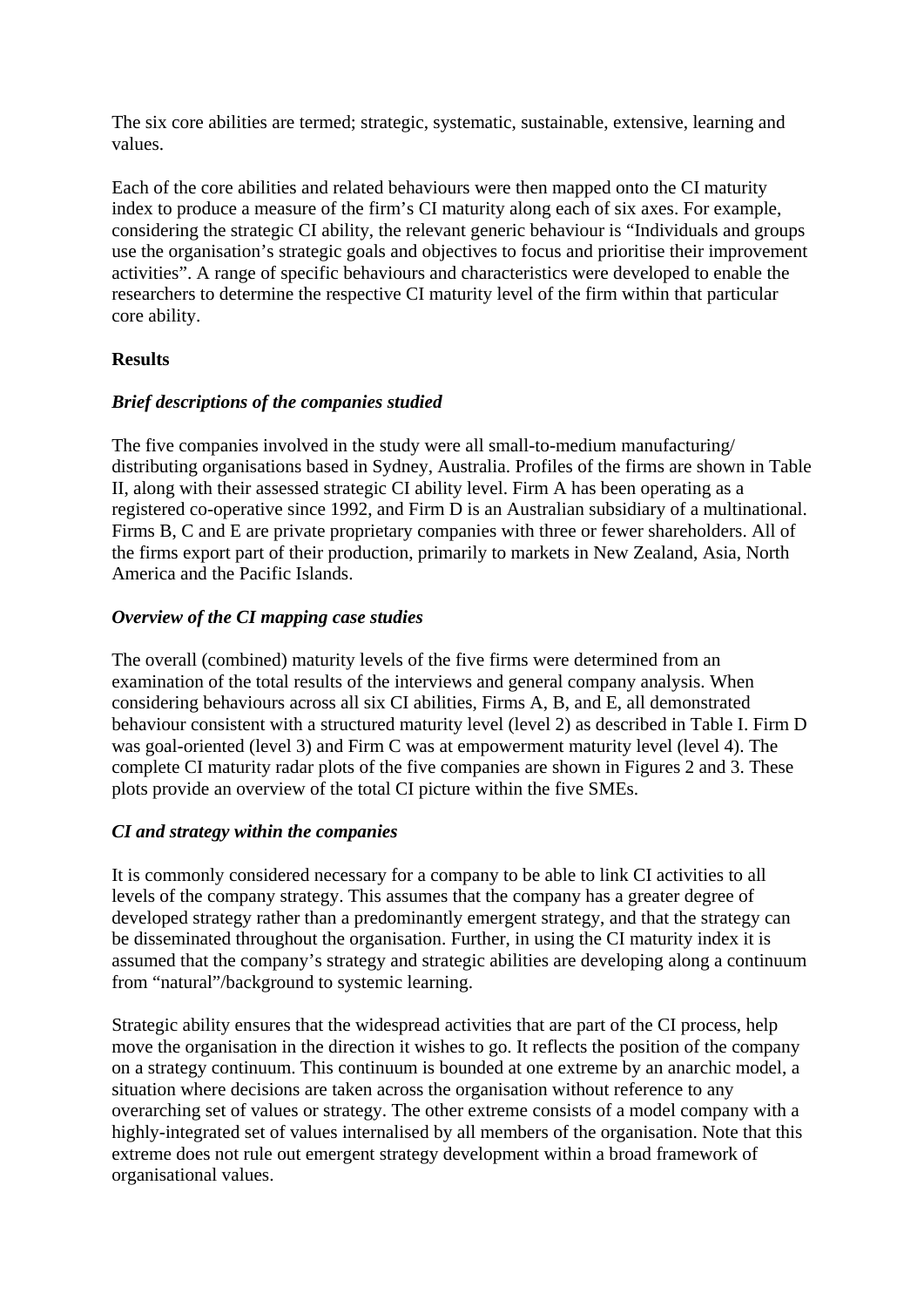The six core abilities are termed; strategic, systematic, sustainable, extensive, learning and values.

Each of the core abilities and related behaviours were then mapped onto the CI maturity index to produce a measure of the firm's CI maturity along each of six axes. For example, considering the strategic CI ability, the relevant generic behaviour is "Individuals and groups use the organisation's strategic goals and objectives to focus and prioritise their improvement activities". A range of specific behaviours and characteristics were developed to enable the researchers to determine the respective CI maturity level of the firm within that particular core ability.

## Results

### *Brief descriptions of the companies studied*

The five companies involved in the study were all small-to-medium manufacturing/ distributing organisations based in Sydney, Australia. Profiles of the firms are shown in Table II, along with their assessed strategic CI ability level. Firm A has been operating as a registered co-operative since 1992, and Firm D is an Australian subsidiary of a multinational. Firms B, C and E are private proprietary companies with three or fewer shareholders. All of the firms export part of their production, primarily to markets in New Zealand, Asia, North America and the Pacific Islands.

### *Overview of the CI mapping case studies*

The overall (combined) maturity levels of the five firms were determined from an examination of the total results of the interviews and general company analysis. When considering behaviours across all six CI abilities, Firms A, B, and E, all demonstrated behaviour consistent with a structured maturity level (level 2) as described in Table I. Firm D was goal-oriented (level 3) and Firm C was at empowerment maturity level (level 4). The complete CI maturity radar plots of the five companies are shown in Figures 2 and 3. These plots provide an overview of the total CI picture within the five SMEs.

### *CI and strategy within the companies*

It is commonly considered necessary for a company to be able to link CI activities to all levels of the company strategy. This assumes that the company has a greater degree of developed strategy rather than a predominantly emergent strategy, and that the strategy can be disseminated throughout the organisation. Further, in using the CI maturity index it is assumed that the company's strategy and strategic abilities are developing along a continuum from "natural"/background to systemic learning.

Strategic ability ensures that the widespread activities that are part of the CI process, help move the organisation in the direction it wishes to go. It reflects the position of the company on a strategy continuum. This continuum is bounded at one extreme by an anarchic model, a situation where decisions are taken across the organisation without reference to any overarching set of values or strategy. The other extreme consists of a model company with a highly-integrated set of values internalised by all members of the organisation. Note that this extreme does not rule out emergent strategy development within a broad framework of organisational values.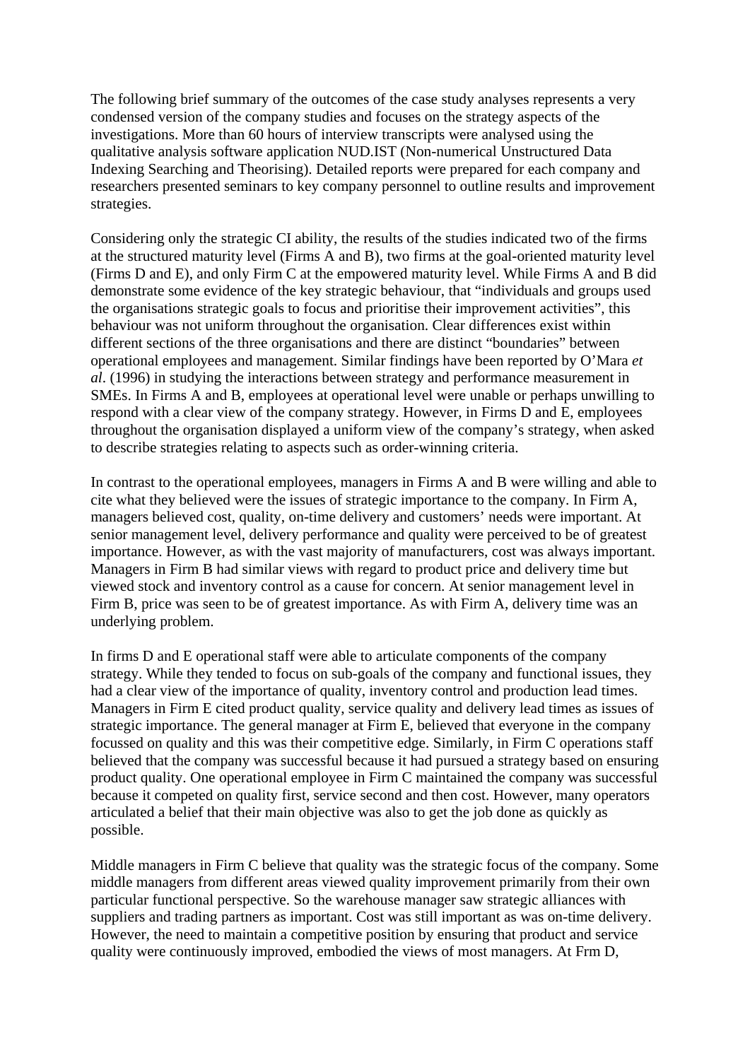The following brief summary of the outcomes of the case study analyses represents a very condensed version of the company studies and focuses on the strategy aspects of the investigations. More than 60 hours of interview transcripts were analysed using the qualitative analysis software application NUD.IST (Non-numerical Unstructured Data Indexing Searching and Theorising). Detailed reports were prepared for each company and researchers presented seminars to key company personnel to outline results and improvement strategies.

Considering only the strategic CI ability, the results of the studies indicated two of the firms at the structured maturity level (Firms A and B), two firms at the goal-oriented maturity level (Firms D and E), and only Firm C at the empowered maturity level. While Firms A and B did demonstrate some evidence of the key strategic behaviour, that "individuals and groups used the organisations strategic goals to focus and prioritise their improvement activities", this behaviour was not uniform throughout the organisation. Clear differences exist within different sections of the three organisations and there are distinct "boundaries" between operational employees and management. Similar findings have been reported by O'Mara *et al*. (1996) in studying the interactions between strategy and performance measurement in SMEs. In Firms A and B, employees at operational level were unable or perhaps unwilling to respond with a clear view of the company strategy. However, in Firms D and E, employees throughout the organisation displayed a uniform view of the company's strategy, when asked to describe strategies relating to aspects such as order-winning criteria.

In contrast to the operational employees, managers in Firms A and B were willing and able to cite what they believed were the issues of strategic importance to the company. In Firm A, managers believed cost, quality, on-time delivery and customers' needs were important. At senior management level, delivery performance and quality were perceived to be of greatest importance. However, as with the vast majority of manufacturers, cost was always important. Managers in Firm B had similar views with regard to product price and delivery time but viewed stock and inventory control as a cause for concern. At senior management level in Firm B, price was seen to be of greatest importance. As with Firm A, delivery time was an underlying problem.

In firms D and E operational staff were able to articulate components of the company strategy. While they tended to focus on sub-goals of the company and functional issues, they had a clear view of the importance of quality, inventory control and production lead times. Managers in Firm E cited product quality, service quality and delivery lead times as issues of strategic importance. The general manager at Firm E, believed that everyone in the company focussed on quality and this was their competitive edge. Similarly, in Firm C operations staff believed that the company was successful because it had pursued a strategy based on ensuring product quality. One operational employee in Firm C maintained the company was successful because it competed on quality first, service second and then cost. However, many operators articulated a belief that their main objective was also to get the job done as quickly as possible.

Middle managers in Firm C believe that quality was the strategic focus of the company. Some middle managers from different areas viewed quality improvement primarily from their own particular functional perspective. So the warehouse manager saw strategic alliances with suppliers and trading partners as important. Cost was still important as was on-time delivery. However, the need to maintain a competitive position by ensuring that product and service quality were continuously improved, embodied the views of most managers. At Frm D,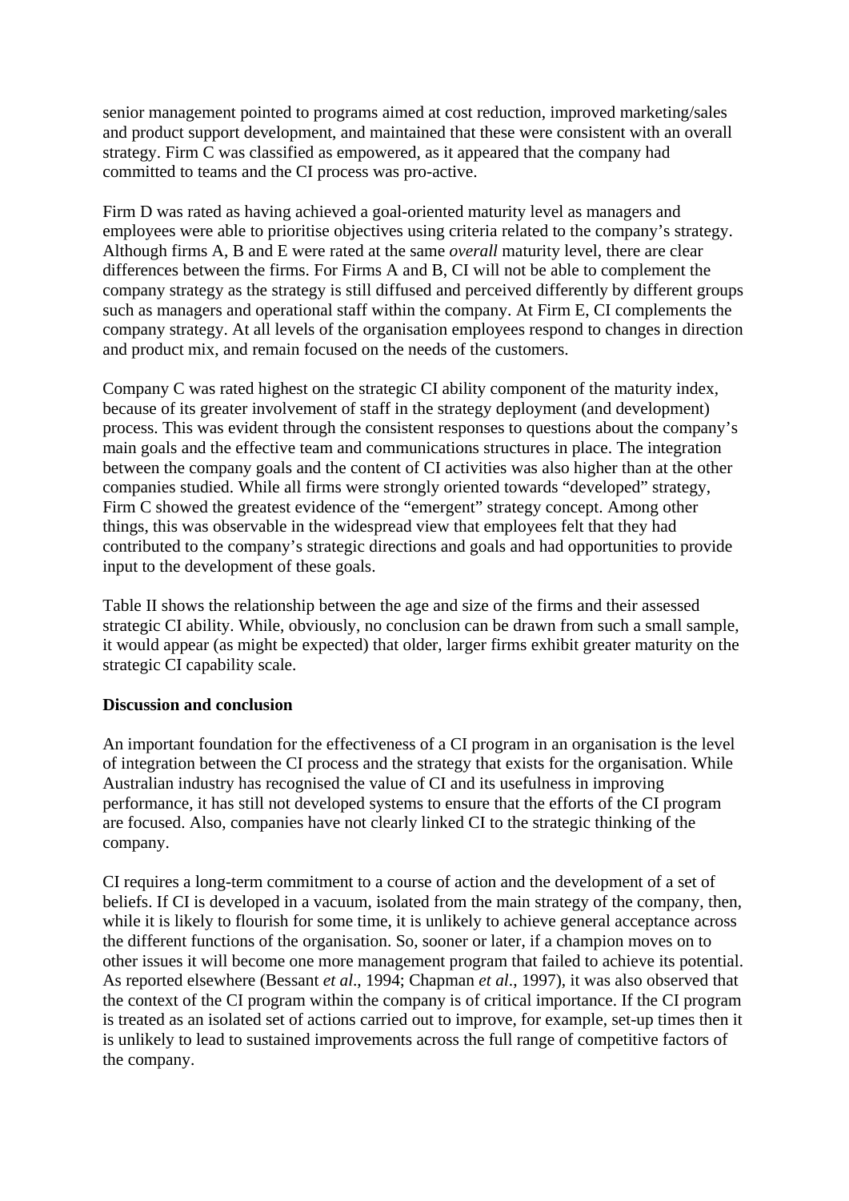senior management pointed to programs aimed at cost reduction, improved marketing/sales and product support development, and maintained that these were consistent with an overall strategy. Firm C was classified as empowered, as it appeared that the company had committed to teams and the CI process was pro-active.

Firm D was rated as having achieved a goal-oriented maturity level as managers and employees were able to prioritise objectives using criteria related to the company's strategy. Although firms A, B and E were rated at the same *overall* maturity level, there are clear differences between the firms. For Firms A and B, CI will not be able to complement the company strategy as the strategy is still diffused and perceived differently by different groups such as managers and operational staff within the company. At Firm E, CI complements the company strategy. At all levels of the organisation employees respond to changes in direction and product mix, and remain focused on the needs of the customers.

Company C was rated highest on the strategic CI ability component of the maturity index, because of its greater involvement of staff in the strategy deployment (and development) process. This was evident through the consistent responses to questions about the company's main goals and the effective team and communications structures in place. The integration between the company goals and the content of CI activities was also higher than at the other companies studied. While all firms were strongly oriented towards "developed" strategy, Firm C showed the greatest evidence of the "emergent" strategy concept. Among other things, this was observable in the widespread view that employees felt that they had contributed to the company's strategic directions and goals and had opportunities to provide input to the development of these goals.

Table II shows the relationship between the age and size of the firms and their assessed strategic CI ability. While, obviously, no conclusion can be drawn from such a small sample, it would appear (as might be expected) that older, larger firms exhibit greater maturity on the strategic CI capability scale.

**Discussion and conclusion**

An important foundation for the effectiveness of a CI program in an organisation is the level of integration between the CI process and the strategy that exists for the organisation. While Australian industry has recognised the value of CI and its usefulness in improving performance, it has still not developed systems to ensure that the efforts of the CI program are focused. Also, companies have not clearly linked CI to the strategic thinking of the company.

CI requires a long-term commitment to a course of action and the development of a set of beliefs. If CI is developed in a vacuum, isolated from the main strategy of the company, then, while it is likely to flourish for some time, it is unlikely to achieve general acceptance across the different functions of the organisation. So, sooner or later, if a champion moves on to other issues it will become one more management program that failed to achieve its potential. As reported elsewhere (Bessant *et al*., 1994; Chapman *et al*., 1997), it was also observed that the context of the CI program within the company is of critical importance. If the CI program is treated as an isolated set of actions carried out to improve, for example, set-up times then it is unlikely to lead to sustained improvements across the full range of competitive factors of the company.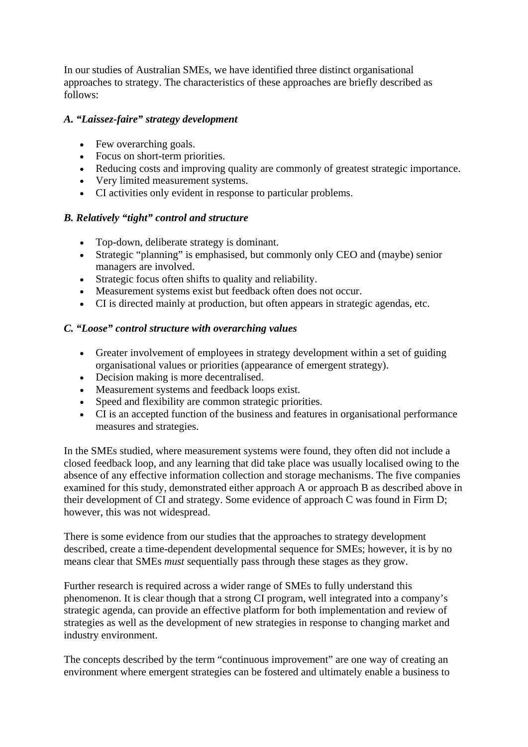In our studies of Australian SMEs, we have identified three distinct organisational approaches to strategy. The characteristics of these approaches are briefly described as follows:

***A. "Laissez-faire" strategy development***

- Few overarching goals.
- Focus on short-term priorities.
- Reducing costs and improving quality are commonly of greatest strategic importance.
- Very limited measurement systems.
- CI activities only evident in response to particular problems.

***B. Relatively "tight" control and structure***

- Top-down, deliberate strategy is dominant.
- Strategic "planning" is emphasised, but commonly only CEO and (maybe) senior managers are involved.
- Strategic focus often shifts to quality and reliability.
- Measurement systems exist but feedback often does not occur.
- CI is directed mainly at production, but often appears in strategic agendas, etc.

***C. "Loose" control structure with overarching values***

- Greater involvement of employees in strategy development within a set of guiding organisational values or priorities (appearance of emergent strategy).
- Decision making is more decentralised.
- Measurement systems and feedback loops exist.
- Speed and flexibility are common strategic priorities.
- CI is an accepted function of the business and features in organisational performance measures and strategies.

In the SMEs studied, where measurement systems were found, they often did not include a closed feedback loop, and any learning that did take place was usually localised owing to the absence of any effective information collection and storage mechanisms. The five companies examined for this study, demonstrated either approach A or approach B as described above in their development of CI and strategy. Some evidence of approach C was found in Firm D; however, this was not widespread.

There is some evidence from our studies that the approaches to strategy development described, create a time-dependent developmental sequence for SMEs; however, it is by no means clear that SMEs *must* sequentially pass through these stages as they grow.

Further research is required across a wider range of SMEs to fully understand this phenomenon. It is clear though that a strong CI program, well integrated into a company's strategic agenda, can provide an effective platform for both implementation and review of strategies as well as the development of new strategies in response to changing market and industry environment.

The concepts described by the term "continuous improvement" are one way of creating an environment where emergent strategies can be fostered and ultimately enable a business to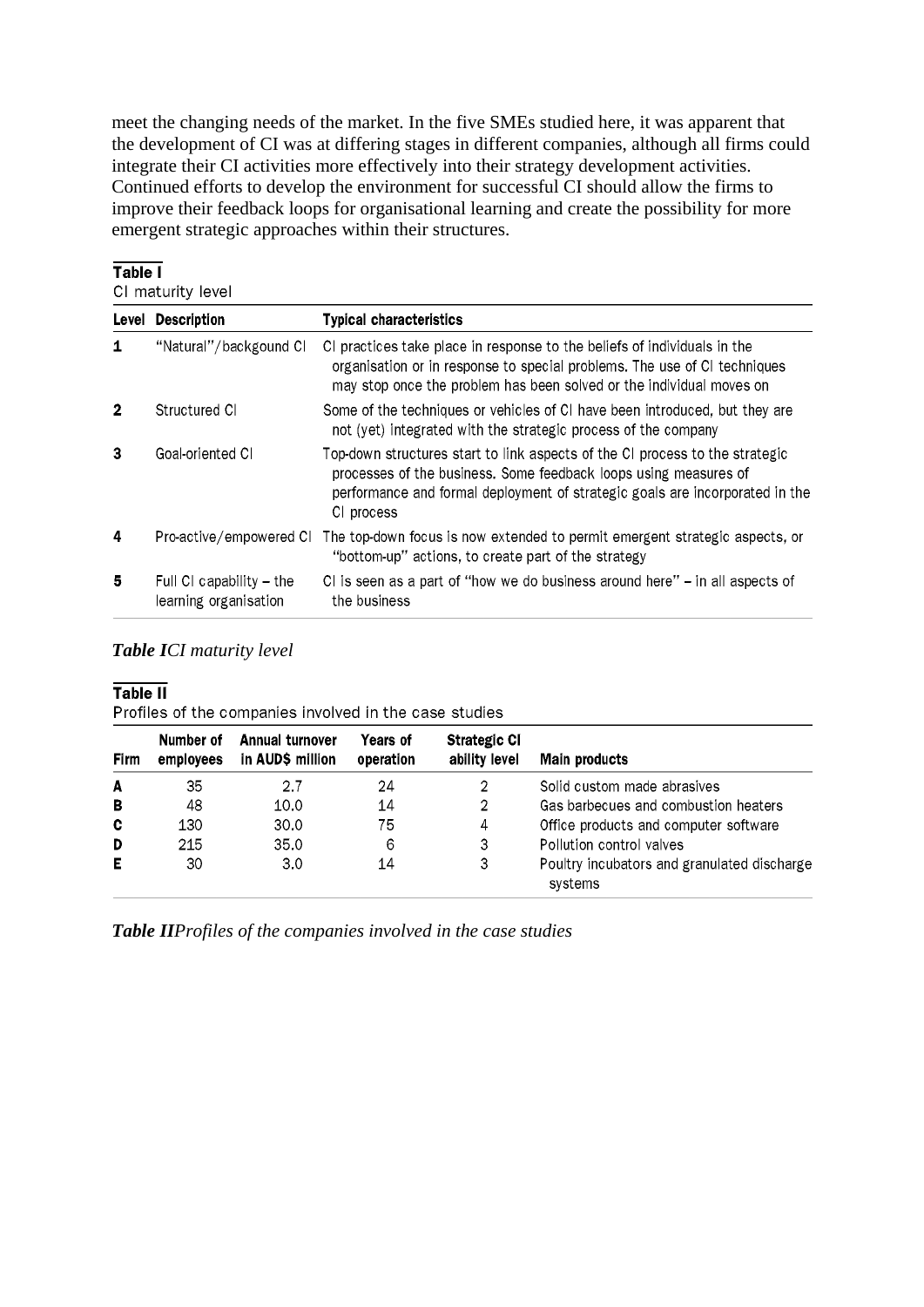meet the changing needs of the market. In the five SMEs studied here, it was apparent that the development of CI was at differing stages in different companies, although all firms could integrate their CI activities more effectively into their strategy development activities. Continued efforts to develop the environment for successful CI should allow the firms to improve their feedback loops for organisational learning and create the possibility for more emergent strategic approaches within their structures.

**Table I**
CI maturity level

| Level | Description | Typical characteristics |
|---|---|---|
| 1 | "Natural"/backgound CI | CI practices take place in response to the beliefs of individuals in the organisation or in response to special problems. The use of CI techniques may stop once the problem has been solved or the individual moves on |
| 2 | Structured CI | Some of the techniques or vehicles of CI have been introduced, but they are not (yet) integrated with the strategic process of the company |
| 3 | Goal-oriented CI | Top-down structures start to link aspects of the CI process to the strategic processes of the business. Some feedback loops using measures of performance and formal deployment of strategic goals are incorporated in the CI process |
| 4 | Pro-active/empowered CI | The top-down focus is now extended to permit emergent strategic aspects, or "bottom-up" actions, to create part of the strategy |
| 5 | Full CI capability – the learning organisation | CI is seen as a part of "how we do business around here" – in all aspects of the business |

***Table I****CI maturity level*

**Table II**
Profiles of the companies involved in the case studies

| Firm | Number of employees | Annual turnover in AUD$ million | Years of operation | Strategic CI ability level | Main products |
|---|---|---|---|---|---|
| A | 35 | 2.7 | 24 | 2 | Solid custom made abrasives |
| B | 48 | 10.0 | 14 | 2 | Gas barbecues and combustion heaters |
| C | 130 | 30.0 | 75 | 4 | Office products and computer software |
| D | 215 | 35.0 | 6 | 3 | Pollution control valves |
| E | 30 | 3.0 | 14 | 3 | Poultry incubators and granulated discharge systems |

***Table II****Profiles of the companies involved in the case studies*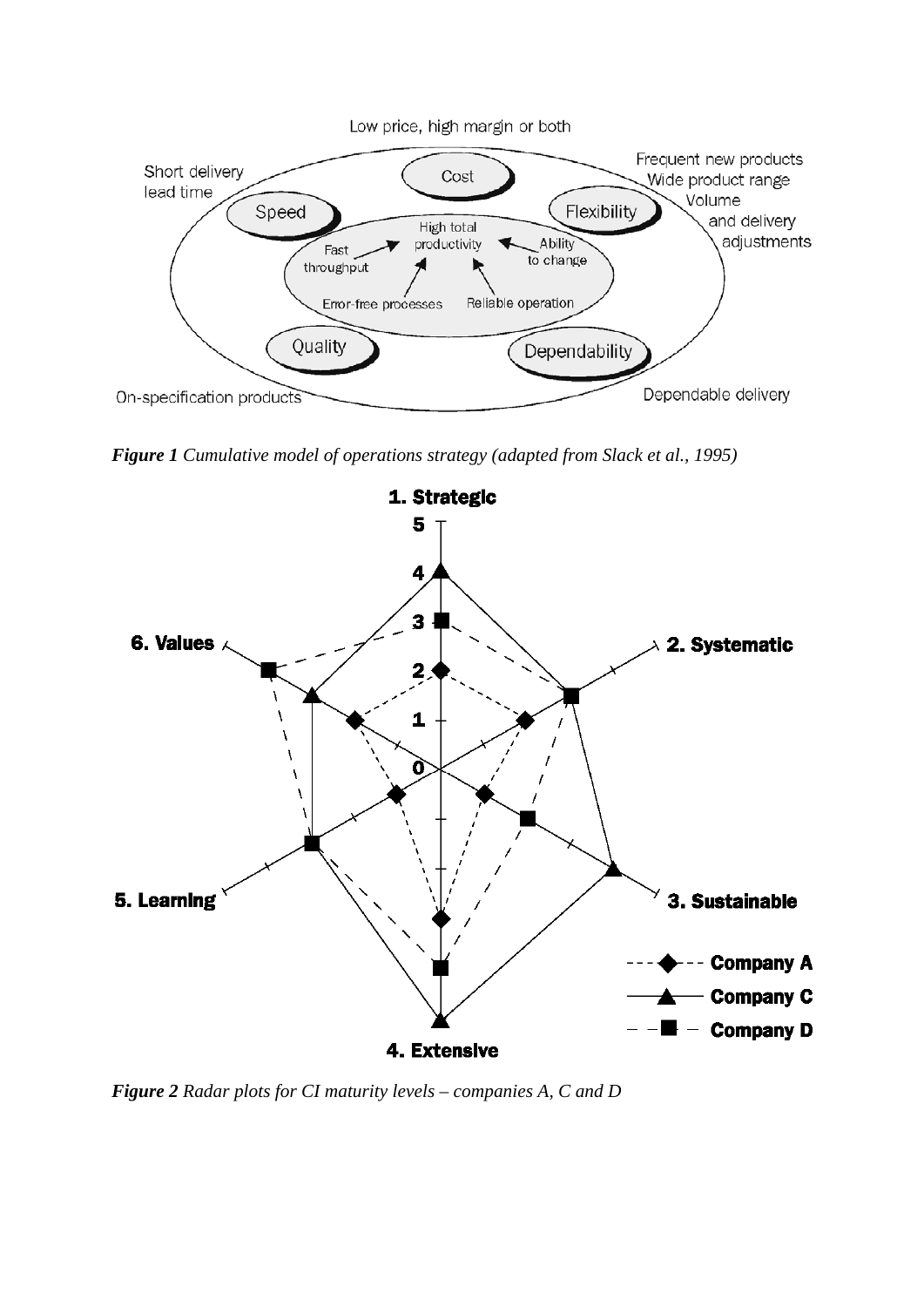*Figure 1 Cumulative model of operations strategy (adapted from Slack et al., 1995)*

*Figure 2 Radar plots for CI maturity levels – companies A, C and D*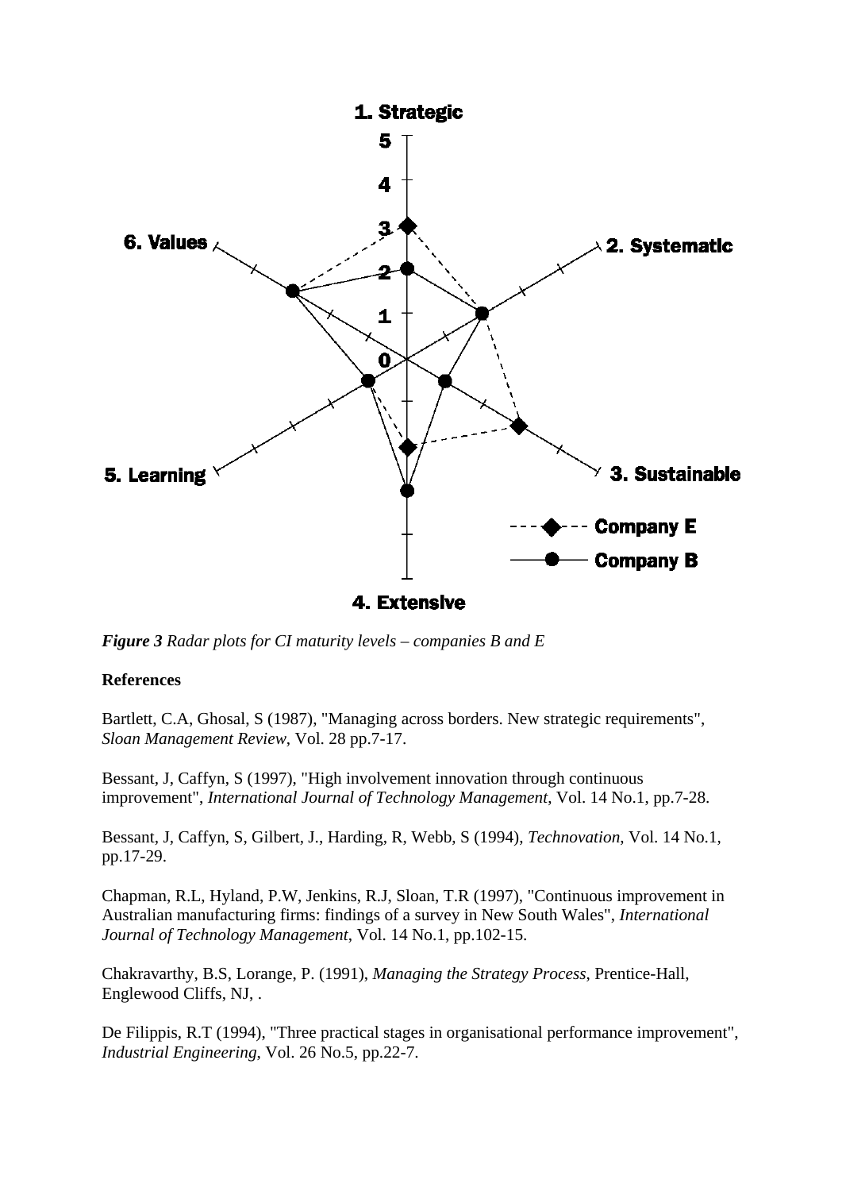*Figure 3 Radar plots for CI maturity levels – companies B and E*

**References**

Bartlett, C.A, Ghosal, S (1987), "Managing across borders. New strategic requirements", *Sloan Management Review*, Vol. 28 pp.7-17.

Bessant, J, Caffyn, S (1997), "High involvement innovation through continuous improvement", *International Journal of Technology Management*, Vol. 14 No.1, pp.7-28.

Bessant, J, Caffyn, S, Gilbert, J., Harding, R, Webb, S (1994), *Technovation*, Vol. 14 No.1, pp.17-29.

Chapman, R.L, Hyland, P.W, Jenkins, R.J, Sloan, T.R (1997), "Continuous improvement in Australian manufacturing firms: findings of a survey in New South Wales", *International Journal of Technology Management*, Vol. 14 No.1, pp.102-15.

Chakravarthy, B.S, Lorange, P. (1991), *Managing the Strategy Process*, Prentice-Hall, Englewood Cliffs, NJ, .

De Filippis, R.T (1994), "Three practical stages in organisational performance improvement", *Industrial Engineering*, Vol. 26 No.5, pp.22-7.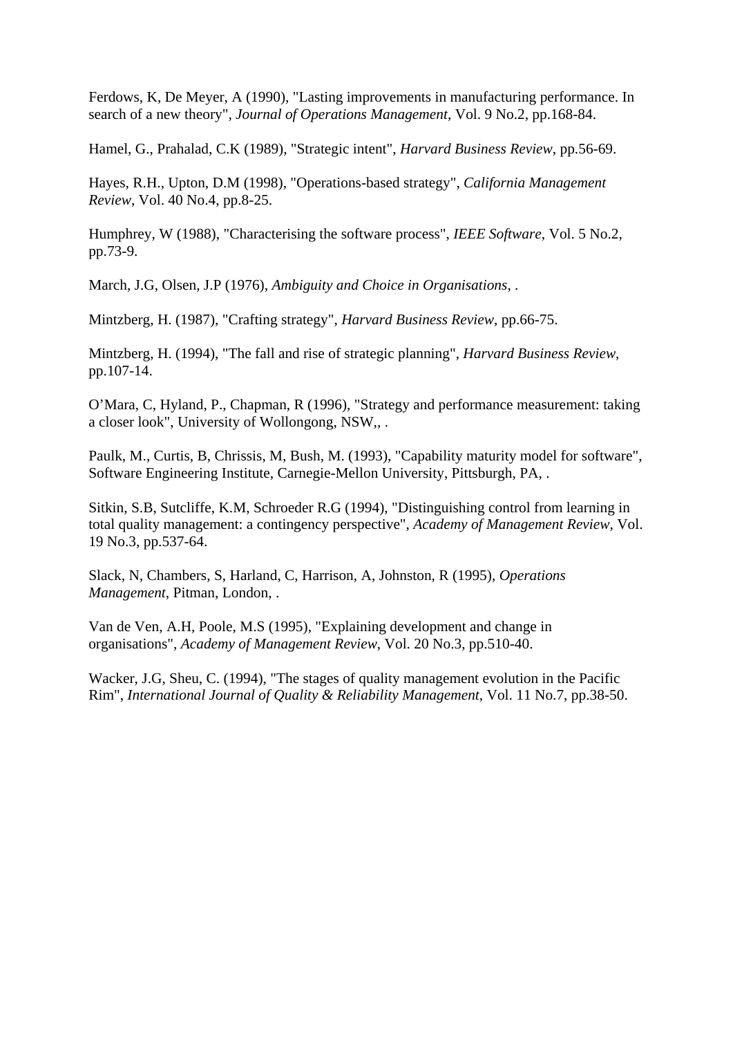Ferdows, K, De Meyer, A (1990), "Lasting improvements in manufacturing performance. In search of a new theory", *Journal of Operations Management*, Vol. 9 No.2, pp.168-84.

Hamel, G., Prahalad, C.K (1989), "Strategic intent", *Harvard Business Review*, pp.56-69.

Hayes, R.H., Upton, D.M (1998), "Operations-based strategy", *California Management Review*, Vol. 40 No.4, pp.8-25.

Humphrey, W (1988), "Characterising the software process", *IEEE Software*, Vol. 5 No.2, pp.73-9.

March, J.G, Olsen, J.P (1976), *Ambiguity and Choice in Organisations*, .

Mintzberg, H. (1987), "Crafting strategy", *Harvard Business Review*, pp.66-75.

Mintzberg, H. (1994), "The fall and rise of strategic planning", *Harvard Business Review*, pp.107-14.

O'Mara, C, Hyland, P., Chapman, R (1996), "Strategy and performance measurement: taking a closer look", University of Wollongong, NSW,, .

Paulk, M., Curtis, B, Chrissis, M, Bush, M. (1993), "Capability maturity model for software", Software Engineering Institute, Carnegie-Mellon University, Pittsburgh, PA, .

Sitkin, S.B, Sutcliffe, K.M, Schroeder R.G (1994), "Distinguishing control from learning in total quality management: a contingency perspective", *Academy of Management Review*, Vol. 19 No.3, pp.537-64.

Slack, N, Chambers, S, Harland, C, Harrison, A, Johnston, R (1995), *Operations Management*, Pitman, London, .

Van de Ven, A.H, Poole, M.S (1995), "Explaining development and change in organisations", *Academy of Management Review*, Vol. 20 No.3, pp.510-40.

Wacker, J.G, Sheu, C. (1994), "The stages of quality management evolution in the Pacific Rim", *International Journal of Quality & Reliability Management*, Vol. 11 No.7, pp.38-50.